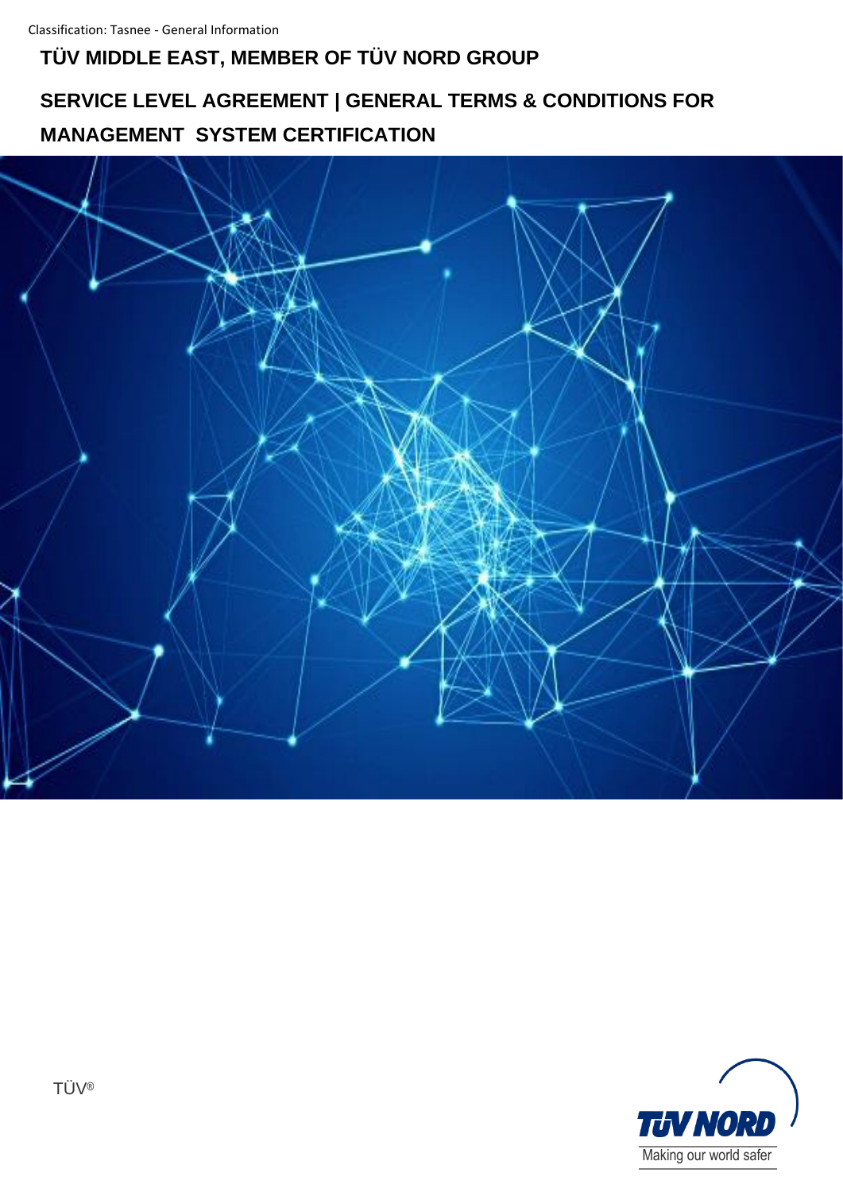Classification: Tasnee - General Information

# TÜV MIDDLE EAST, MEMBER OF TÜV NORD GROUP

## SERVICE LEVEL AGREEMENT | GENERAL TERMS & CONDITIONS FOR MANAGEMENT SYSTEM CERTIFICATION

TÜV®

TÜV NORD

Making our world safer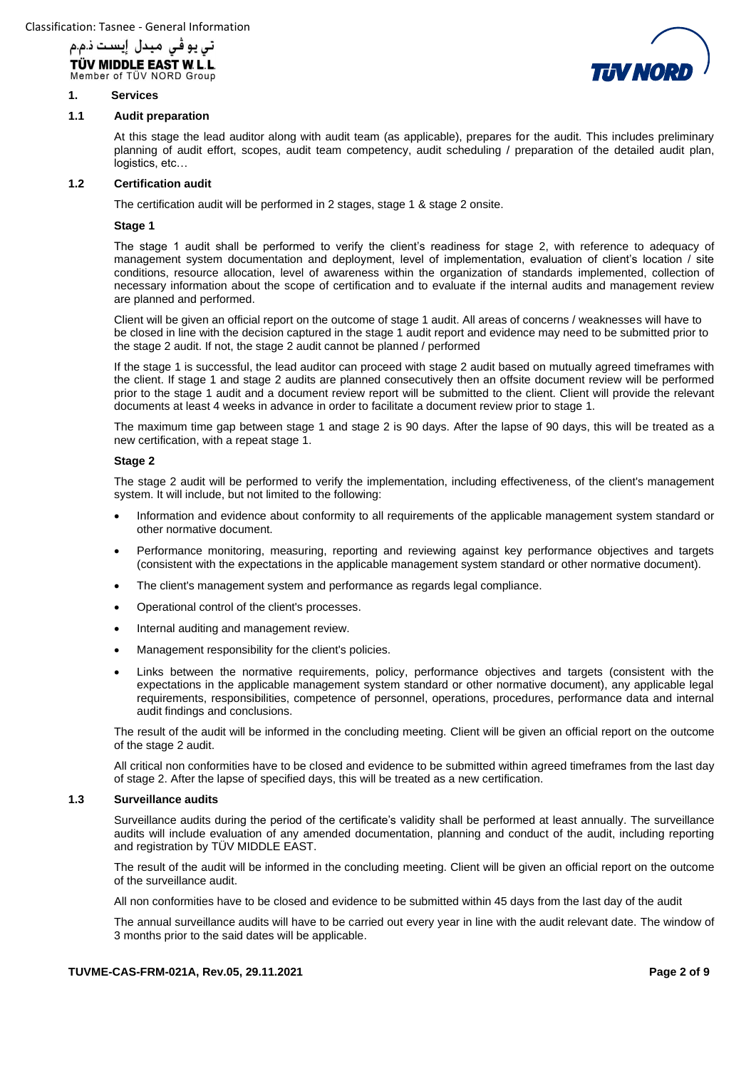## 1. Services

### 1.1 Audit preparation

At this stage the lead auditor along with audit team (as applicable), prepares for the audit. This includes preliminary planning of audit effort, scopes, audit team competency, audit scheduling / preparation of the detailed audit plan, logistics, etc…

### 1.2 Certification audit

The certification audit will be performed in 2 stages, stage 1 & stage 2 onsite.

**Stage 1**

The stage 1 audit shall be performed to verify the client's readiness for stage 2, with reference to adequacy of management system documentation and deployment, level of implementation, evaluation of client's location / site conditions, resource allocation, level of awareness within the organization of standards implemented, collection of necessary information about the scope of certification and to evaluate if the internal audits and management review are planned and performed.

Client will be given an official report on the outcome of stage 1 audit. All areas of concerns / weaknesses will have to be closed in line with the decision captured in the stage 1 audit report and evidence may need to be submitted prior to the stage 2 audit. If not, the stage 2 audit cannot be planned / performed

If the stage 1 is successful, the lead auditor can proceed with stage 2 audit based on mutually agreed timeframes with the client. If stage 1 and stage 2 audits are planned consecutively then an offsite document review will be performed prior to the stage 1 audit and a document review report will be submitted to the client. Client will provide the relevant documents at least 4 weeks in advance in order to facilitate a document review prior to stage 1.

The maximum time gap between stage 1 and stage 2 is 90 days. After the lapse of 90 days, this will be treated as a new certification, with a repeat stage 1.

**Stage 2**

The stage 2 audit will be performed to verify the implementation, including effectiveness, of the client's management system. It will include, but not limited to the following:

- Information and evidence about conformity to all requirements of the applicable management system standard or other normative document.
- Performance monitoring, measuring, reporting and reviewing against key performance objectives and targets (consistent with the expectations in the applicable management system standard or other normative document).
- The client's management system and performance as regards legal compliance.
- Operational control of the client's processes.
- Internal auditing and management review.
- Management responsibility for the client's policies.
- Links between the normative requirements, policy, performance objectives and targets (consistent with the expectations in the applicable management system standard or other normative document), any applicable legal requirements, responsibilities, competence of personnel, operations, procedures, performance data and internal audit findings and conclusions.

The result of the audit will be informed in the concluding meeting. Client will be given an official report on the outcome of the stage 2 audit.

All critical non conformities have to be closed and evidence to be submitted within agreed timeframes from the last day of stage 2. After the lapse of specified days, this will be treated as a new certification.

### 1.3 Surveillance audits

Surveillance audits during the period of the certificate's validity shall be performed at least annually. The surveillance audits will include evaluation of any amended documentation, planning and conduct of the audit, including reporting and registration by TÜV MIDDLE EAST.

The result of the audit will be informed in the concluding meeting. Client will be given an official report on the outcome of the surveillance audit.

All non conformities have to be closed and evidence to be submitted within 45 days from the last day of the audit

The annual surveillance audits will have to be carried out every year in line with the audit relevant date. The window of 3 months prior to the said dates will be applicable.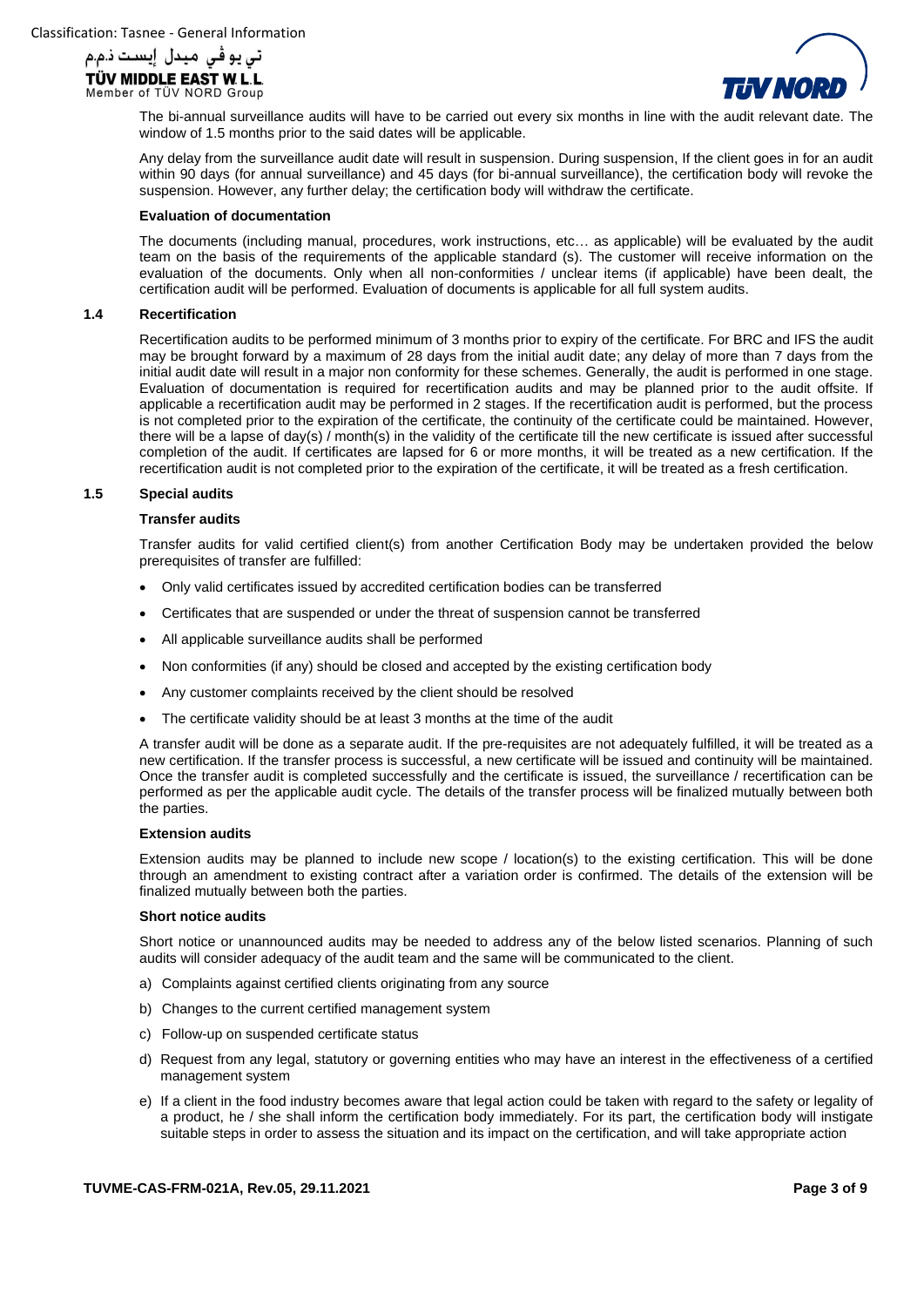The bi-annual surveillance audits will have to be carried out every six months in line with the audit relevant date. The window of 1.5 months prior to the said dates will be applicable.

Any delay from the surveillance audit date will result in suspension. During suspension, If the client goes in for an audit within 90 days (for annual surveillance) and 45 days (for bi-annual surveillance), the certification body will revoke the suspension. However, any further delay; the certification body will withdraw the certificate.

**Evaluation of documentation**

The documents (including manual, procedures, work instructions, etc… as applicable) will be evaluated by the audit team on the basis of the requirements of the applicable standard (s). The customer will receive information on the evaluation of the documents. Only when all non-conformities / unclear items (if applicable) have been dealt, the certification audit will be performed. Evaluation of documents is applicable for all full system audits.

### 1.4 Recertification

Recertification audits to be performed minimum of 3 months prior to expiry of the certificate. For BRC and IFS the audit may be brought forward by a maximum of 28 days from the initial audit date; any delay of more than 7 days from the initial audit date will result in a major non conformity for these schemes. Generally, the audit is performed in one stage. Evaluation of documentation is required for recertification audits and may be planned prior to the audit offsite. If applicable a recertification audit may be performed in 2 stages. If the recertification audit is performed, but the process is not completed prior to the expiration of the certificate, the continuity of the certificate could be maintained. However, there will be a lapse of day(s) / month(s) in the validity of the certificate till the new certificate is issued after successful completion of the audit. If certificates are lapsed for 6 or more months, it will be treated as a new certification. If the recertification audit is not completed prior to the expiration of the certificate, it will be treated as a fresh certification.

### 1.5 Special audits

**Transfer audits**

Transfer audits for valid certified client(s) from another Certification Body may be undertaken provided the below prerequisites of transfer are fulfilled:

- Only valid certificates issued by accredited certification bodies can be transferred
- Certificates that are suspended or under the threat of suspension cannot be transferred
- All applicable surveillance audits shall be performed
- Non conformities (if any) should be closed and accepted by the existing certification body
- Any customer complaints received by the client should be resolved
- The certificate validity should be at least 3 months at the time of the audit

A transfer audit will be done as a separate audit. If the pre-requisites are not adequately fulfilled, it will be treated as a new certification. If the transfer process is successful, a new certificate will be issued and continuity will be maintained. Once the transfer audit is completed successfully and the certificate is issued, the surveillance / recertification can be performed as per the applicable audit cycle. The details of the transfer process will be finalized mutually between both the parties.

**Extension audits**

Extension audits may be planned to include new scope / location(s) to the existing certification. This will be done through an amendment to existing contract after a variation order is confirmed. The details of the extension will be finalized mutually between both the parties.

**Short notice audits**

Short notice or unannounced audits may be needed to address any of the below listed scenarios. Planning of such audits will consider adequacy of the audit team and the same will be communicated to the client.

a) Complaints against certified clients originating from any source
b) Changes to the current certified management system
c) Follow-up on suspended certificate status
d) Request from any legal, statutory or governing entities who may have an interest in the effectiveness of a certified management system
e) If a client in the food industry becomes aware that legal action could be taken with regard to the safety or legality of a product, he / she shall inform the certification body immediately. For its part, the certification body will instigate suitable steps in order to assess the situation and its impact on the certification, and will take appropriate action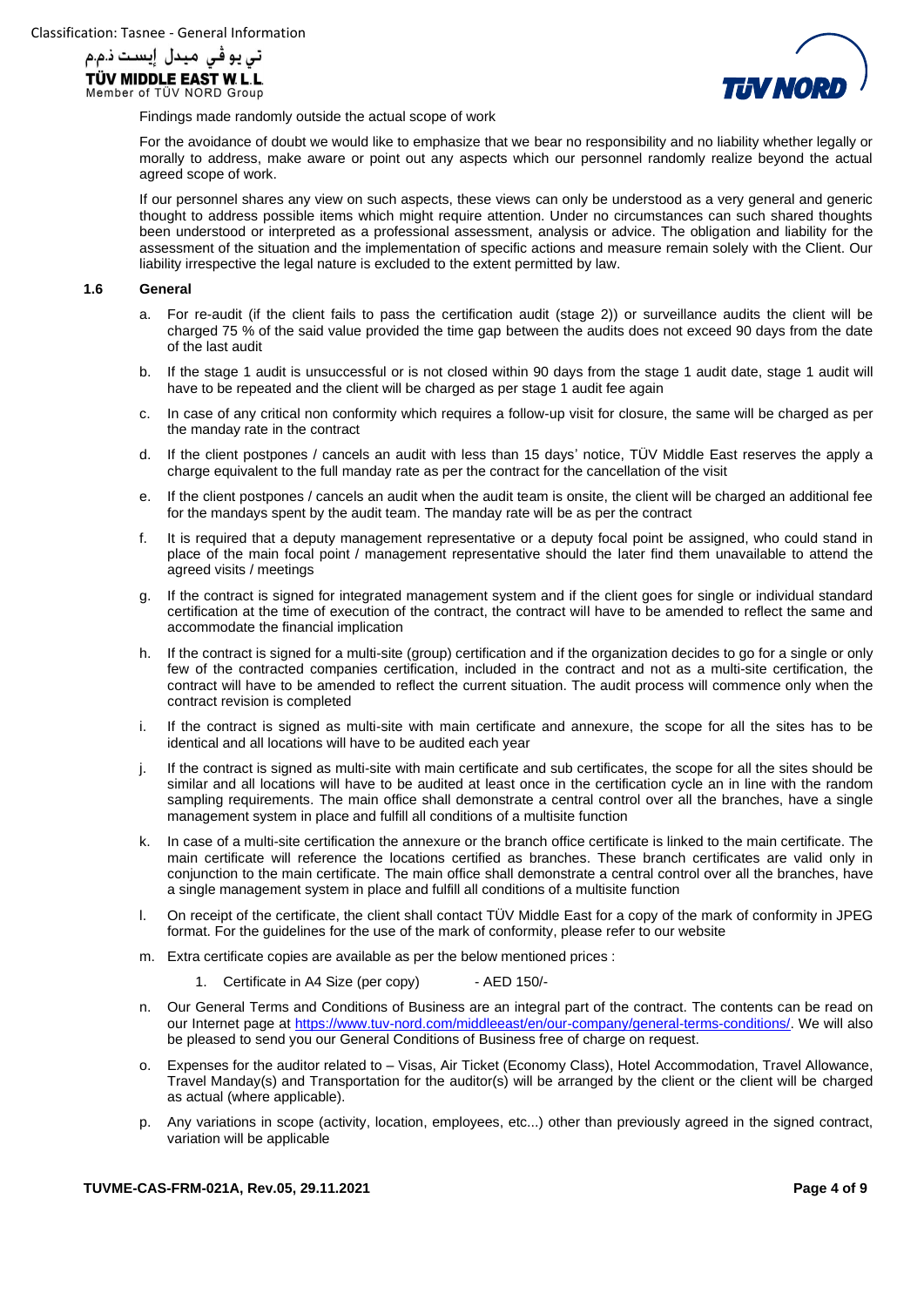Findings made randomly outside the actual scope of work

For the avoidance of doubt we would like to emphasize that we bear no responsibility and no liability whether legally or morally to address, make aware or point out any aspects which our personnel randomly realize beyond the actual agreed scope of work.

If our personnel shares any view on such aspects, these views can only be understood as a very general and generic thought to address possible items which might require attention. Under no circumstances can such shared thoughts been understood or interpreted as a professional assessment, analysis or advice. The obligation and liability for the assessment of the situation and the implementation of specific actions and measure remain solely with the Client. Our liability irrespective the legal nature is excluded to the extent permitted by law.

### 1.6 General

a. For re-audit (if the client fails to pass the certification audit (stage 2)) or surveillance audits the client will be charged 75 % of the said value provided the time gap between the audits does not exceed 90 days from the date of the last audit

b. If the stage 1 audit is unsuccessful or is not closed within 90 days from the stage 1 audit date, stage 1 audit will have to be repeated and the client will be charged as per stage 1 audit fee again

c. In case of any critical non conformity which requires a follow-up visit for closure, the same will be charged as per the manday rate in the contract

d. If the client postpones / cancels an audit with less than 15 days' notice, TÜV Middle East reserves the apply a charge equivalent to the full manday rate as per the contract for the cancellation of the visit

e. If the client postpones / cancels an audit when the audit team is onsite, the client will be charged an additional fee for the mandays spent by the audit team. The manday rate will be as per the contract

f. It is required that a deputy management representative or a deputy focal point be assigned, who could stand in place of the main focal point / management representative should the later find them unavailable to attend the agreed visits / meetings

g. If the contract is signed for integrated management system and if the client goes for single or individual standard certification at the time of execution of the contract, the contract will have to be amended to reflect the same and accommodate the financial implication

h. If the contract is signed for a multi-site (group) certification and if the organization decides to go for a single or only few of the contracted companies certification, included in the contract and not as a multi-site certification, the contract will have to be amended to reflect the current situation. The audit process will commence only when the contract revision is completed

i. If the contract is signed as multi-site with main certificate and annexure, the scope for all the sites has to be identical and all locations will have to be audited each year

j. If the contract is signed as multi-site with main certificate and sub certificates, the scope for all the sites should be similar and all locations will have to be audited at least once in the certification cycle an in line with the random sampling requirements. The main office shall demonstrate a central control over all the branches, have a single management system in place and fulfill all conditions of a multisite function

k. In case of a multi-site certification the annexure or the branch office certificate is linked to the main certificate. The main certificate will reference the locations certified as branches. These branch certificates are valid only in conjunction to the main certificate. The main office shall demonstrate a central control over all the branches, have a single management system in place and fulfill all conditions of a multisite function

l. On receipt of the certificate, the client shall contact TÜV Middle East for a copy of the mark of conformity in JPEG format. For the guidelines for the use of the mark of conformity, please refer to our website

m. Extra certificate copies are available as per the below mentioned prices :

   1. Certificate in A4 Size (per copy) - AED 150/-

n. Our General Terms and Conditions of Business are an integral part of the contract. The contents can be read on our Internet page at https://www.tuv-nord.com/middleeast/en/our-company/general-terms-conditions/. We will also be pleased to send you our General Conditions of Business free of charge on request.

o. Expenses for the auditor related to – Visas, Air Ticket (Economy Class), Hotel Accommodation, Travel Allowance, Travel Manday(s) and Transportation for the auditor(s) will be arranged by the client or the client will be charged as actual (where applicable).

p. Any variations in scope (activity, location, employees, etc...) other than previously agreed in the signed contract, variation will be applicable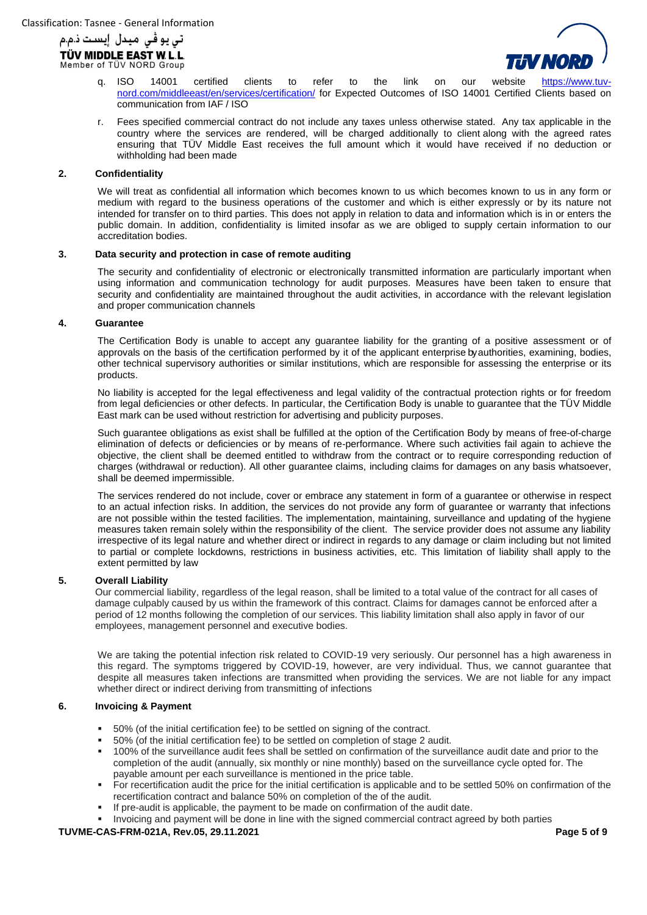q. ISO 14001 certified clients to refer to the link on our website https://www.tuv-nord.com/middleeast/en/services/certification/ for Expected Outcomes of ISO 14001 Certified Clients based on communication from IAF / ISO

r. Fees specified commercial contract do not include any taxes unless otherwise stated. Any tax applicable in the country where the services are rendered, will be charged additionally to client along with the agreed rates ensuring that TÜV Middle East receives the full amount which it would have received if no deduction or withholding had been made

## 2. Confidentiality

We will treat as confidential all information which becomes known to us which becomes known to us in any form or medium with regard to the business operations of the customer and which is either expressly or by its nature not intended for transfer on to third parties. This does not apply in relation to data and information which is in or enters the public domain. In addition, confidentiality is limited insofar as we are obliged to supply certain information to our accreditation bodies.

## 3. Data security and protection in case of remote auditing

The security and confidentiality of electronic or electronically transmitted information are particularly important when using information and communication technology for audit purposes. Measures have been taken to ensure that security and confidentiality are maintained throughout the audit activities, in accordance with the relevant legislation and proper communication channels

## 4. Guarantee

The Certification Body is unable to accept any guarantee liability for the granting of a positive assessment or of approvals on the basis of the certification performed by it of the applicant enterprise by authorities, examining, bodies, other technical supervisory authorities or similar institutions, which are responsible for assessing the enterprise or its products.

No liability is accepted for the legal effectiveness and legal validity of the contractual protection rights or for freedom from legal deficiencies or other defects. In particular, the Certification Body is unable to guarantee that the TÜV Middle East mark can be used without restriction for advertising and publicity purposes.

Such guarantee obligations as exist shall be fulfilled at the option of the Certification Body by means of free-of-charge elimination of defects or deficiencies or by means of re-performance. Where such activities fail again to achieve the objective, the client shall be deemed entitled to withdraw from the contract or to require corresponding reduction of charges (withdrawal or reduction). All other guarantee claims, including claims for damages on any basis whatsoever, shall be deemed impermissible.

The services rendered do not include, cover or embrace any statement in form of a guarantee or otherwise in respect to an actual infection risks. In addition, the services do not provide any form of guarantee or warranty that infections are not possible within the tested facilities. The implementation, maintaining, surveillance and updating of the hygiene measures taken remain solely within the responsibility of the client. The service provider does not assume any liability irrespective of its legal nature and whether direct or indirect in regards to any damage or claim including but not limited to partial or complete lockdowns, restrictions in business activities, etc. This limitation of liability shall apply to the extent permitted by law

## 5. Overall Liability

Our commercial liability, regardless of the legal reason, shall be limited to a total value of the contract for all cases of damage culpably caused by us within the framework of this contract. Claims for damages cannot be enforced after a period of 12 months following the completion of our services. This liability limitation shall also apply in favor of our employees, management personnel and executive bodies.

We are taking the potential infection risk related to COVID-19 very seriously. Our personnel has a high awareness in this regard. The symptoms triggered by COVID-19, however, are very individual. Thus, we cannot guarantee that despite all measures taken infections are transmitted when providing the services. We are not liable for any impact whether direct or indirect deriving from transmitting of infections

## 6. Invoicing & Payment

- 50% (of the initial certification fee) to be settled on signing of the contract.
- 50% (of the initial certification fee) to be settled on completion of stage 2 audit.
- 100% of the surveillance audit fees shall be settled on confirmation of the surveillance audit date and prior to the completion of the audit (annually, six monthly or nine monthly) based on the surveillance cycle opted for. The payable amount per each surveillance is mentioned in the price table.
- For recertification audit the price for the initial certification is applicable and to be settled 50% on confirmation of the recertification contract and balance 50% on completion of the of the audit.
- If pre-audit is applicable, the payment to be made on confirmation of the audit date.
- Invoicing and payment will be done in line with the signed commercial contract agreed by both parties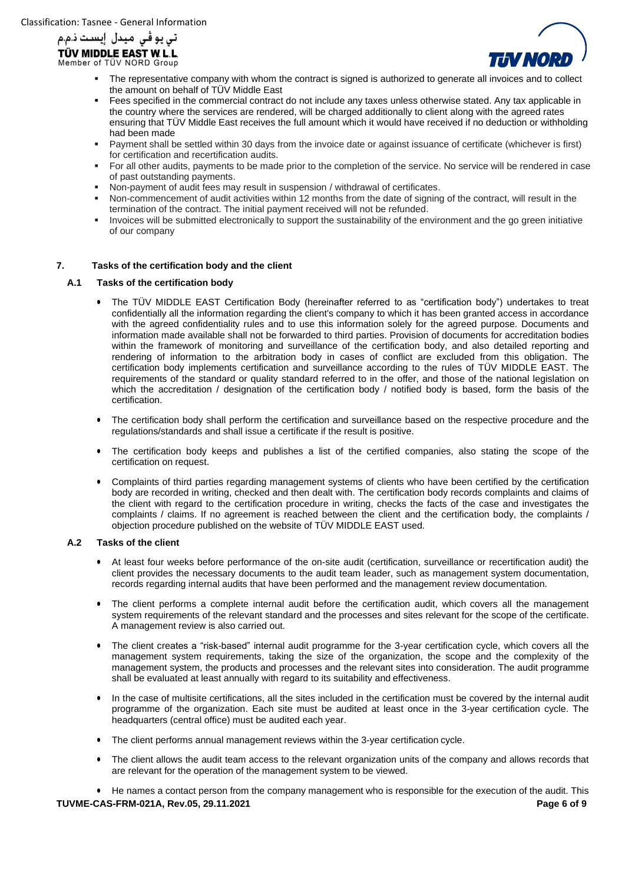- The representative company with whom the contract is signed is authorized to generate all invoices and to collect the amount on behalf of TÜV Middle East
- Fees specified in the commercial contract do not include any taxes unless otherwise stated. Any tax applicable in the country where the services are rendered, will be charged additionally to client along with the agreed rates ensuring that TÜV Middle East receives the full amount which it would have received if no deduction or withholding had been made
- Payment shall be settled within 30 days from the invoice date or against issuance of certificate (whichever is first) for certification and recertification audits.
- For all other audits, payments to be made prior to the completion of the service. No service will be rendered in case of past outstanding payments.
- Non-payment of audit fees may result in suspension / withdrawal of certificates.
- Non-commencement of audit activities within 12 months from the date of signing of the contract, will result in the termination of the contract. The initial payment received will not be refunded.
- Invoices will be submitted electronically to support the sustainability of the environment and the go green initiative of our company

## 7. Tasks of the certification body and the client

### A.1 Tasks of the certification body

- The TÜV MIDDLE EAST Certification Body (hereinafter referred to as "certification body") undertakes to treat confidentially all the information regarding the client's company to which it has been granted access in accordance with the agreed confidentiality rules and to use this information solely for the agreed purpose. Documents and information made available shall not be forwarded to third parties. Provision of documents for accreditation bodies within the framework of monitoring and surveillance of the certification body, and also detailed reporting and rendering of information to the arbitration body in cases of conflict are excluded from this obligation. The certification body implements certification and surveillance according to the rules of TÜV MIDDLE EAST. The requirements of the standard or quality standard referred to in the offer, and those of the national legislation on which the accreditation / designation of the certification body / notified body is based, form the basis of the certification.

- The certification body shall perform the certification and surveillance based on the respective procedure and the regulations/standards and shall issue a certificate if the result is positive.

- The certification body keeps and publishes a list of the certified companies, also stating the scope of the certification on request.

- Complaints of third parties regarding management systems of clients who have been certified by the certification body are recorded in writing, checked and then dealt with. The certification body records complaints and claims of the client with regard to the certification procedure in writing, checks the facts of the case and investigates the complaints / claims. If no agreement is reached between the client and the certification body, the complaints / objection procedure published on the website of TÜV MIDDLE EAST used.

### A.2 Tasks of the client

- At least four weeks before performance of the on-site audit (certification, surveillance or recertification audit) the client provides the necessary documents to the audit team leader, such as management system documentation, records regarding internal audits that have been performed and the management review documentation.

- The client performs a complete internal audit before the certification audit, which covers all the management system requirements of the relevant standard and the processes and sites relevant for the scope of the certificate. A management review is also carried out.

- The client creates a "risk-based" internal audit programme for the 3-year certification cycle, which covers all the management system requirements, taking the size of the organization, the scope and the complexity of the management system, the products and processes and the relevant sites into consideration. The audit programme shall be evaluated at least annually with regard to its suitability and effectiveness.

- In the case of multisite certifications, all the sites included in the certification must be covered by the internal audit programme of the organization. Each site must be audited at least once in the 3-year certification cycle. The headquarters (central office) must be audited each year.

- The client performs annual management reviews within the 3-year certification cycle.

- The client allows the audit team access to the relevant organization units of the company and allows records that are relevant for the operation of the management system to be viewed.

- He names a contact person from the company management who is responsible for the execution of the audit. This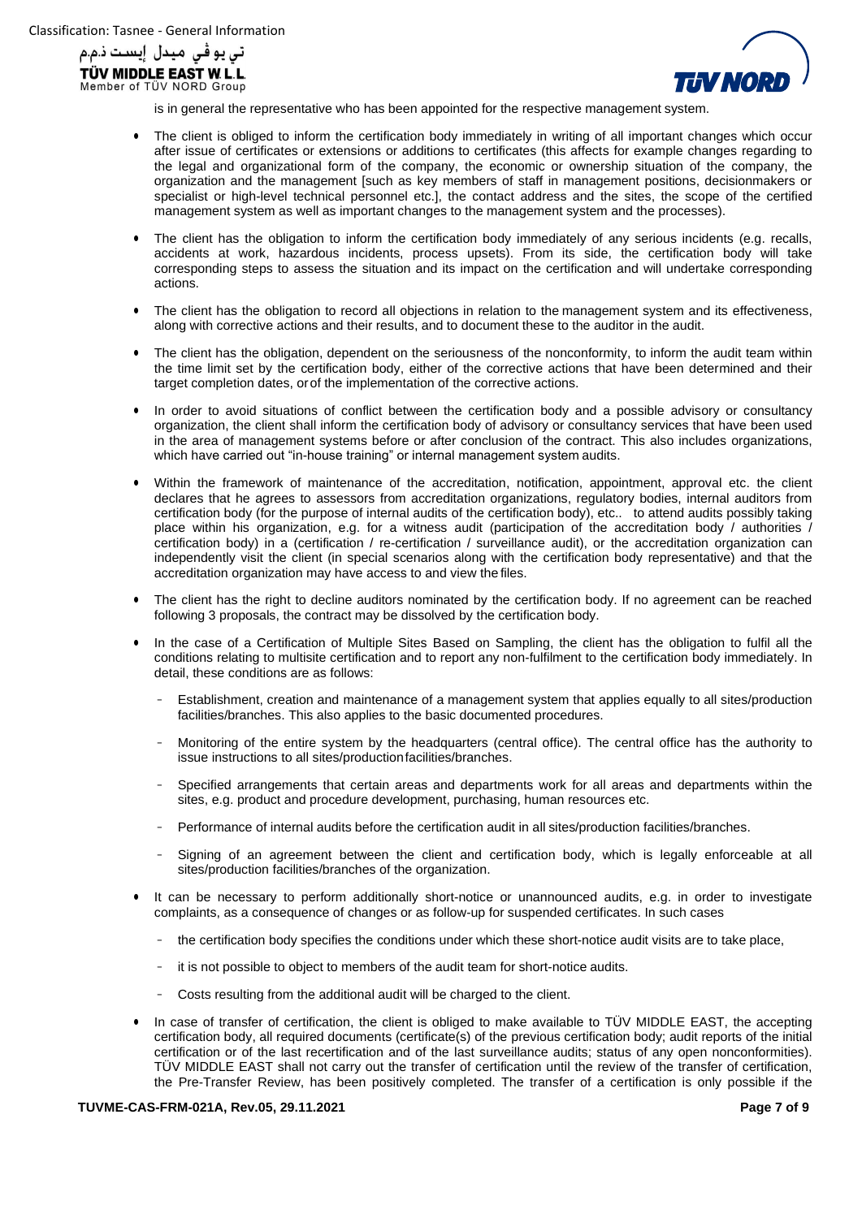is in general the representative who has been appointed for the respective management system.

- The client is obliged to inform the certification body immediately in writing of all important changes which occur after issue of certificates or extensions or additions to certificates (this affects for example changes regarding to the legal and organizational form of the company, the economic or ownership situation of the company, the organization and the management [such as key members of staff in management positions, decisionmakers or specialist or high-level technical personnel etc.], the contact address and the sites, the scope of the certified management system as well as important changes to the management system and the processes).
- The client has the obligation to inform the certification body immediately of any serious incidents (e.g. recalls, accidents at work, hazardous incidents, process upsets). From its side, the certification body will take corresponding steps to assess the situation and its impact on the certification and will undertake corresponding actions.
- The client has the obligation to record all objections in relation to the management system and its effectiveness, along with corrective actions and their results, and to document these to the auditor in the audit.
- The client has the obligation, dependent on the seriousness of the nonconformity, to inform the audit team within the time limit set by the certification body, either of the corrective actions that have been determined and their target completion dates, or of the implementation of the corrective actions.
- In order to avoid situations of conflict between the certification body and a possible advisory or consultancy organization, the client shall inform the certification body of advisory or consultancy services that have been used in the area of management systems before or after conclusion of the contract. This also includes organizations, which have carried out "in-house training" or internal management system audits.
- Within the framework of maintenance of the accreditation, notification, appointment, approval etc. the client declares that he agrees to assessors from accreditation organizations, regulatory bodies, internal auditors from certification body (for the purpose of internal audits of the certification body), etc.. to attend audits possibly taking place within his organization, e.g. for a witness audit (participation of the accreditation body / authorities / certification body) in a (certification / re-certification / surveillance audit), or the accreditation organization can independently visit the client (in special scenarios along with the certification body representative) and that the accreditation organization may have access to and view the files.
- The client has the right to decline auditors nominated by the certification body. If no agreement can be reached following 3 proposals, the contract may be dissolved by the certification body.
- In the case of a Certification of Multiple Sites Based on Sampling, the client has the obligation to fulfil all the conditions relating to multisite certification and to report any non-fulfilment to the certification body immediately. In detail, these conditions are as follows:
  - Establishment, creation and maintenance of a management system that applies equally to all sites/production facilities/branches. This also applies to the basic documented procedures.
  - Monitoring of the entire system by the headquarters (central office). The central office has the authority to issue instructions to all sites/production facilities/branches.
  - Specified arrangements that certain areas and departments work for all areas and departments within the sites, e.g. product and procedure development, purchasing, human resources etc.
  - Performance of internal audits before the certification audit in all sites/production facilities/branches.
  - Signing of an agreement between the client and certification body, which is legally enforceable at all sites/production facilities/branches of the organization.
- It can be necessary to perform additionally short-notice or unannounced audits, e.g. in order to investigate complaints, as a consequence of changes or as follow-up for suspended certificates. In such cases
  - the certification body specifies the conditions under which these short-notice audit visits are to take place,
  - it is not possible to object to members of the audit team for short-notice audits.
  - Costs resulting from the additional audit will be charged to the client.
- In case of transfer of certification, the client is obliged to make available to TÜV MIDDLE EAST, the accepting certification body, all required documents (certificate(s) of the previous certification body; audit reports of the initial certification or of the last recertification and of the last surveillance audits; status of any open nonconformities). TÜV MIDDLE EAST shall not carry out the transfer of certification until the review of the transfer of certification, the Pre-Transfer Review, has been positively completed. The transfer of a certification is only possible if the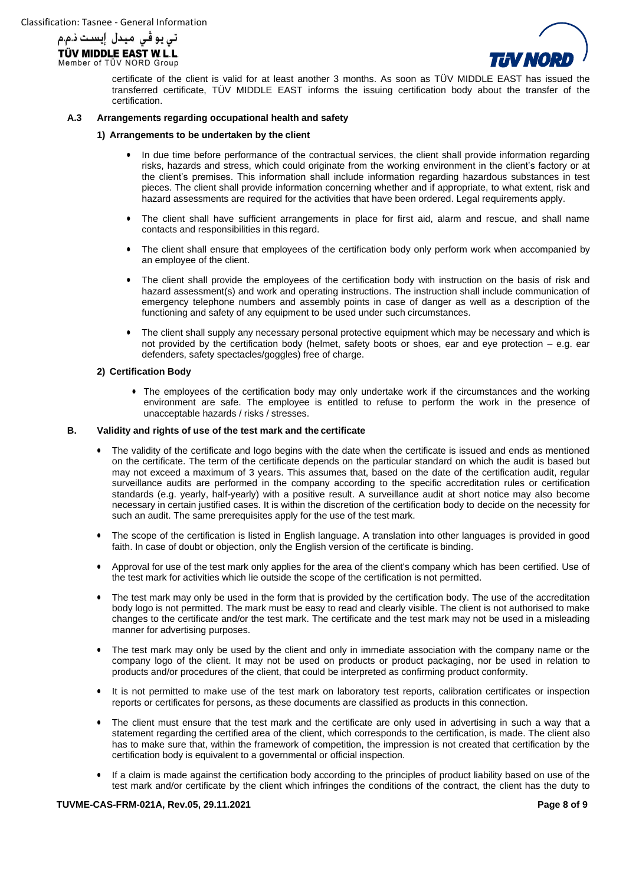certificate of the client is valid for at least another 3 months. As soon as TÜV MIDDLE EAST has issued the transferred certificate, TÜV MIDDLE EAST informs the issuing certification body about the transfer of the certification.

### A.3 Arrangements regarding occupational health and safety

#### 1) Arrangements to be undertaken by the client

- In due time before performance of the contractual services, the client shall provide information regarding risks, hazards and stress, which could originate from the working environment in the client's factory or at the client's premises. This information shall include information regarding hazardous substances in test pieces. The client shall provide information concerning whether and if appropriate, to what extent, risk and hazard assessments are required for the activities that have been ordered. Legal requirements apply.
- The client shall have sufficient arrangements in place for first aid, alarm and rescue, and shall name contacts and responsibilities in this regard.
- The client shall ensure that employees of the certification body only perform work when accompanied by an employee of the client.
- The client shall provide the employees of the certification body with instruction on the basis of risk and hazard assessment(s) and work and operating instructions. The instruction shall include communication of emergency telephone numbers and assembly points in case of danger as well as a description of the functioning and safety of any equipment to be used under such circumstances.
- The client shall supply any necessary personal protective equipment which may be necessary and which is not provided by the certification body (helmet, safety boots or shoes, ear and eye protection – e.g. ear defenders, safety spectacles/goggles) free of charge.

#### 2) Certification Body

- The employees of the certification body may only undertake work if the circumstances and the working environment are safe. The employee is entitled to refuse to perform the work in the presence of unacceptable hazards / risks / stresses.

### B. Validity and rights of use of the test mark and the certificate

- The validity of the certificate and logo begins with the date when the certificate is issued and ends as mentioned on the certificate. The term of the certificate depends on the particular standard on which the audit is based but may not exceed a maximum of 3 years. This assumes that, based on the date of the certification audit, regular surveillance audits are performed in the company according to the specific accreditation rules or certification standards (e.g. yearly, half-yearly) with a positive result. A surveillance audit at short notice may also become necessary in certain justified cases. It is within the discretion of the certification body to decide on the necessity for such an audit. The same prerequisites apply for the use of the test mark.
- The scope of the certification is listed in English language. A translation into other languages is provided in good faith. In case of doubt or objection, only the English version of the certificate is binding.
- Approval for use of the test mark only applies for the area of the client's company which has been certified. Use of the test mark for activities which lie outside the scope of the certification is not permitted.
- The test mark may only be used in the form that is provided by the certification body. The use of the accreditation body logo is not permitted. The mark must be easy to read and clearly visible. The client is not authorised to make changes to the certificate and/or the test mark. The certificate and the test mark may not be used in a misleading manner for advertising purposes.
- The test mark may only be used by the client and only in immediate association with the company name or the company logo of the client. It may not be used on products or product packaging, nor be used in relation to products and/or procedures of the client, that could be interpreted as confirming product conformity.
- It is not permitted to make use of the test mark on laboratory test reports, calibration certificates or inspection reports or certificates for persons, as these documents are classified as products in this connection.
- The client must ensure that the test mark and the certificate are only used in advertising in such a way that a statement regarding the certified area of the client, which corresponds to the certification, is made. The client also has to make sure that, within the framework of competition, the impression is not created that certification by the certification body is equivalent to a governmental or official inspection.
- If a claim is made against the certification body according to the principles of product liability based on use of the test mark and/or certificate by the client which infringes the conditions of the contract, the client has the duty to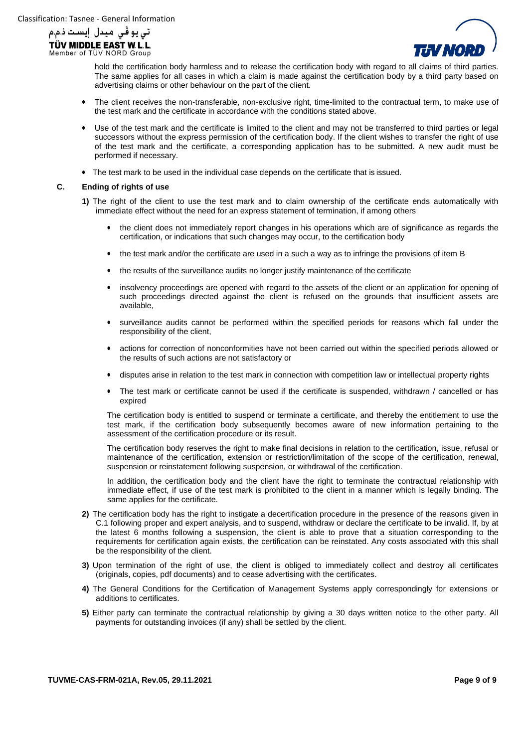hold the certification body harmless and to release the certification body with regard to all claims of third parties. The same applies for all cases in which a claim is made against the certification body by a third party based on advertising claims or other behaviour on the part of the client.

- The client receives the non-transferable, non-exclusive right, time-limited to the contractual term, to make use of the test mark and the certificate in accordance with the conditions stated above.
- Use of the test mark and the certificate is limited to the client and may not be transferred to third parties or legal successors without the express permission of the certification body. If the client wishes to transfer the right of use of the test mark and the certificate, a corresponding application has to be submitted. A new audit must be performed if necessary.
- The test mark to be used in the individual case depends on the certificate that is issued.

### C. Ending of rights of use

**1)** The right of the client to use the test mark and to claim ownership of the certificate ends automatically with immediate effect without the need for an express statement of termination, if among others

- the client does not immediately report changes in his operations which are of significance as regards the certification, or indications that such changes may occur, to the certification body
- the test mark and/or the certificate are used in a such a way as to infringe the provisions of item B
- the results of the surveillance audits no longer justify maintenance of the certificate
- insolvency proceedings are opened with regard to the assets of the client or an application for opening of such proceedings directed against the client is refused on the grounds that insufficient assets are available,
- surveillance audits cannot be performed within the specified periods for reasons which fall under the responsibility of the client,
- actions for correction of nonconformities have not been carried out within the specified periods allowed or the results of such actions are not satisfactory or
- disputes arise in relation to the test mark in connection with competition law or intellectual property rights
- The test mark or certificate cannot be used if the certificate is suspended, withdrawn / cancelled or has expired

The certification body is entitled to suspend or terminate a certificate, and thereby the entitlement to use the test mark, if the certification body subsequently becomes aware of new information pertaining to the assessment of the certification procedure or its result.

The certification body reserves the right to make final decisions in relation to the certification, issue, refusal or maintenance of the certification, extension or restriction/limitation of the scope of the certification, renewal, suspension or reinstatement following suspension, or withdrawal of the certification.

In addition, the certification body and the client have the right to terminate the contractual relationship with immediate effect, if use of the test mark is prohibited to the client in a manner which is legally binding. The same applies for the certificate.

**2)** The certification body has the right to instigate a decertification procedure in the presence of the reasons given in C.1 following proper and expert analysis, and to suspend, withdraw or declare the certificate to be invalid. If, by at the latest 6 months following a suspension, the client is able to prove that a situation corresponding to the requirements for certification again exists, the certification can be reinstated. Any costs associated with this shall be the responsibility of the client.

**3)** Upon termination of the right of use, the client is obliged to immediately collect and destroy all certificates (originals, copies, pdf documents) and to cease advertising with the certificates.

**4)** The General Conditions for the Certification of Management Systems apply correspondingly for extensions or additions to certificates.

**5)** Either party can terminate the contractual relationship by giving a 30 days written notice to the other party. All payments for outstanding invoices (if any) shall be settled by the client.

**TUVME-CAS-FRM-021A, Rev.05, 29.11.2021**